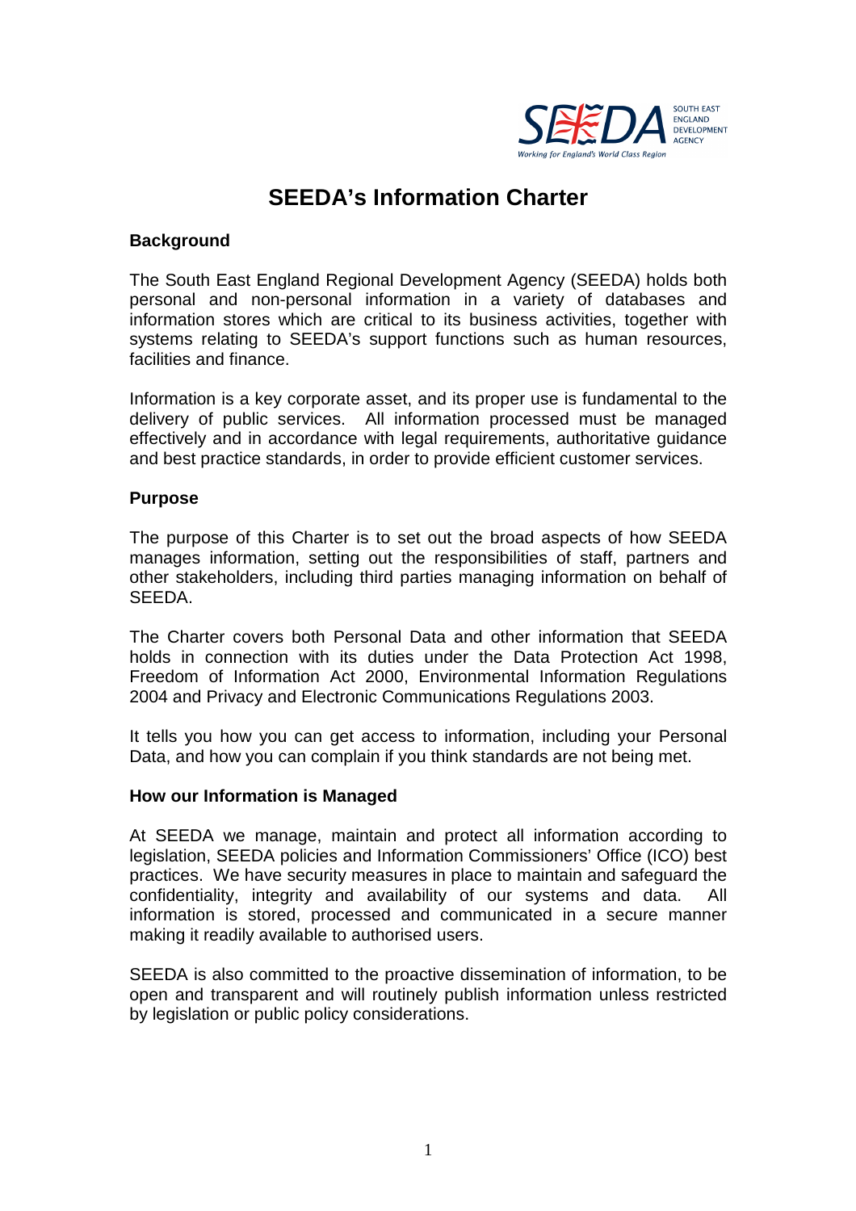# SEEDA's Information Charter

## Background

The South East England Regional Development Agency (SEEDA) holds both personal and non-personal information in a variety of databases and information stores which are critical to its business activities, together with systems relating to SEEDA's support functions such as human resources, facilities and finance.

Information is a key corporate asset, and its proper use is fundamental to the delivery of public services. All information processed must be managed effectively and in accordance with legal requirements, authoritative guidance and best practice standards, in order to provide efficient customer services.

## Purpose

The purpose of this Charter is to set out the broad aspects of how SEEDA manages information, setting out the responsibilities of staff, partners and other stakeholders, including third parties managing information on behalf of SEEDA.

The Charter covers both Personal Data and other information that SEEDA holds in connection with its duties under the Data Protection Act 1998, Freedom of Information Act 2000, Environmental Information Regulations 2004 and Privacy and Electronic Communications Regulations 2003.

It tells you how you can get access to information, including your Personal Data, and how you can complain if you think standards are not being met.

## How our Information is Managed

At SEEDA we manage, maintain and protect all information according to legislation, SEEDA policies and Information Commissioners' Office (ICO) best practices. We have security measures in place to maintain and safeguard the confidentiality, integrity and availability of our systems and data. All information is stored, processed and communicated in a secure manner making it readily available to authorised users.

SEEDA is also committed to the proactive dissemination of information, to be open and transparent and will routinely publish information unless restricted by legislation or public policy considerations.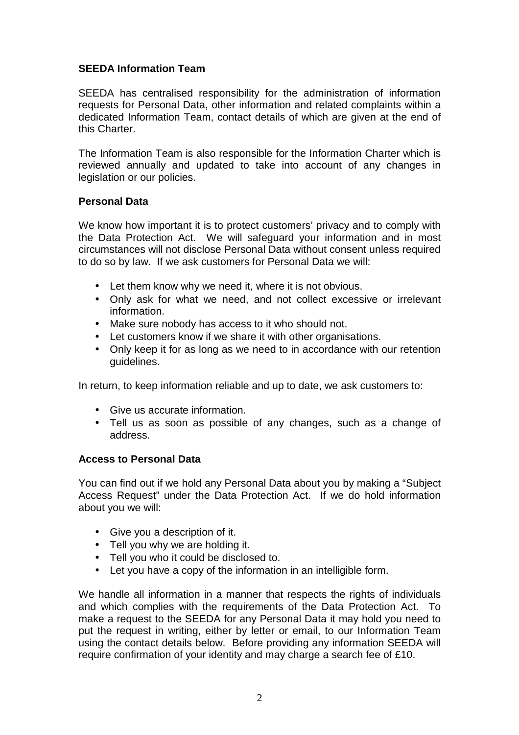**SEEDA Information Team**

SEEDA has centralised responsibility for the administration of information requests for Personal Data, other information and related complaints within a dedicated Information Team, contact details of which are given at the end of this Charter.

The Information Team is also responsible for the Information Charter which is reviewed annually and updated to take into account of any changes in legislation or our policies.

**Personal Data**

We know how important it is to protect customers' privacy and to comply with the Data Protection Act. We will safeguard your information and in most circumstances will not disclose Personal Data without consent unless required to do so by law. If we ask customers for Personal Data we will:

- Let them know why we need it, where it is not obvious.
- Only ask for what we need, and not collect excessive or irrelevant information.
- Make sure nobody has access to it who should not.
- Let customers know if we share it with other organisations.
- Only keep it for as long as we need to in accordance with our retention guidelines.

In return, to keep information reliable and up to date, we ask customers to:

- Give us accurate information.
- Tell us as soon as possible of any changes, such as a change of address.

**Access to Personal Data**

You can find out if we hold any Personal Data about you by making a "Subject Access Request" under the Data Protection Act. If we do hold information about you we will:

- Give you a description of it.
- Tell you why we are holding it.
- Tell you who it could be disclosed to.
- Let you have a copy of the information in an intelligible form.

We handle all information in a manner that respects the rights of individuals and which complies with the requirements of the Data Protection Act. To make a request to the SEEDA for any Personal Data it may hold you need to put the request in writing, either by letter or email, to our Information Team using the contact details below. Before providing any information SEEDA will require confirmation of your identity and may charge a search fee of £10.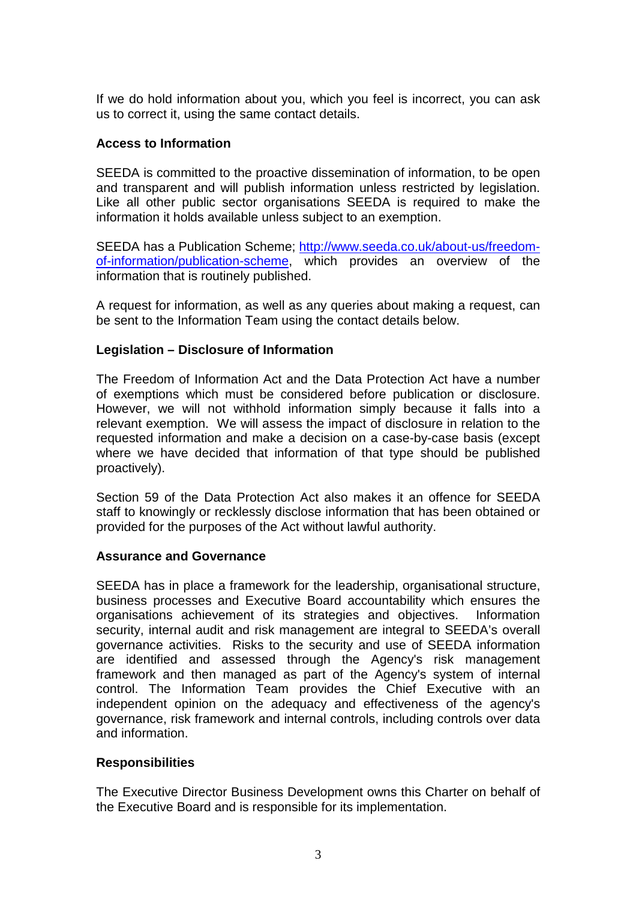If we do hold information about you, which you feel is incorrect, you can ask us to correct it, using the same contact details.

**Access to Information**

SEEDA is committed to the proactive dissemination of information, to be open and transparent and will publish information unless restricted by legislation. Like all other public sector organisations SEEDA is required to make the information it holds available unless subject to an exemption.

SEEDA has a Publication Scheme; [http://www.seeda.co.uk/about-us/freedom-of-information/publication-scheme](http://www.seeda.co.uk/about-us/freedom-of-information/publication-scheme), which provides an overview of the information that is routinely published.

A request for information, as well as any queries about making a request, can be sent to the Information Team using the contact details below.

**Legislation – Disclosure of Information**

The Freedom of Information Act and the Data Protection Act have a number of exemptions which must be considered before publication or disclosure. However, we will not withhold information simply because it falls into a relevant exemption. We will assess the impact of disclosure in relation to the requested information and make a decision on a case-by-case basis (except where we have decided that information of that type should be published proactively).

Section 59 of the Data Protection Act also makes it an offence for SEEDA staff to knowingly or recklessly disclose information that has been obtained or provided for the purposes of the Act without lawful authority.

**Assurance and Governance**

SEEDA has in place a framework for the leadership, organisational structure, business processes and Executive Board accountability which ensures the organisations achievement of its strategies and objectives. Information security, internal audit and risk management are integral to SEEDA's overall governance activities. Risks to the security and use of SEEDA information are identified and assessed through the Agency's risk management framework and then managed as part of the Agency's system of internal control. The Information Team provides the Chief Executive with an independent opinion on the adequacy and effectiveness of the agency's governance, risk framework and internal controls, including controls over data and information.

**Responsibilities**

The Executive Director Business Development owns this Charter on behalf of the Executive Board and is responsible for its implementation.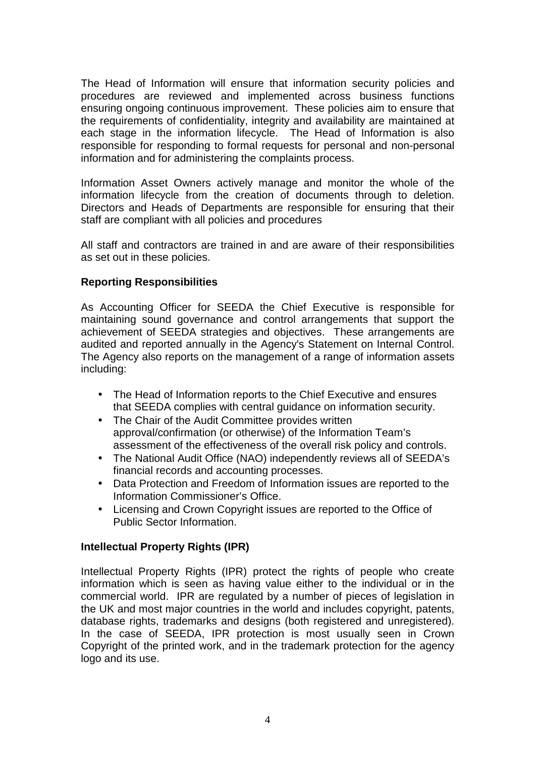The Head of Information will ensure that information security policies and procedures are reviewed and implemented across business functions ensuring ongoing continuous improvement. These policies aim to ensure that the requirements of confidentiality, integrity and availability are maintained at each stage in the information lifecycle. The Head of Information is also responsible for responding to formal requests for personal and non-personal information and for administering the complaints process.

Information Asset Owners actively manage and monitor the whole of the information lifecycle from the creation of documents through to deletion. Directors and Heads of Departments are responsible for ensuring that their staff are compliant with all policies and procedures

All staff and contractors are trained in and are aware of their responsibilities as set out in these policies.

**Reporting Responsibilities**

As Accounting Officer for SEEDA the Chief Executive is responsible for maintaining sound governance and control arrangements that support the achievement of SEEDA strategies and objectives. These arrangements are audited and reported annually in the Agency's Statement on Internal Control. The Agency also reports on the management of a range of information assets including:

- The Head of Information reports to the Chief Executive and ensures that SEEDA complies with central guidance on information security.
- The Chair of the Audit Committee provides written approval/confirmation (or otherwise) of the Information Team's assessment of the effectiveness of the overall risk policy and controls.
- The National Audit Office (NAO) independently reviews all of SEEDA's financial records and accounting processes.
- Data Protection and Freedom of Information issues are reported to the Information Commissioner's Office.
- Licensing and Crown Copyright issues are reported to the Office of Public Sector Information.

**Intellectual Property Rights (IPR)**

Intellectual Property Rights (IPR) protect the rights of people who create information which is seen as having value either to the individual or in the commercial world. IPR are regulated by a number of pieces of legislation in the UK and most major countries in the world and includes copyright, patents, database rights, trademarks and designs (both registered and unregistered). In the case of SEEDA, IPR protection is most usually seen in Crown Copyright of the printed work, and in the trademark protection for the agency logo and its use.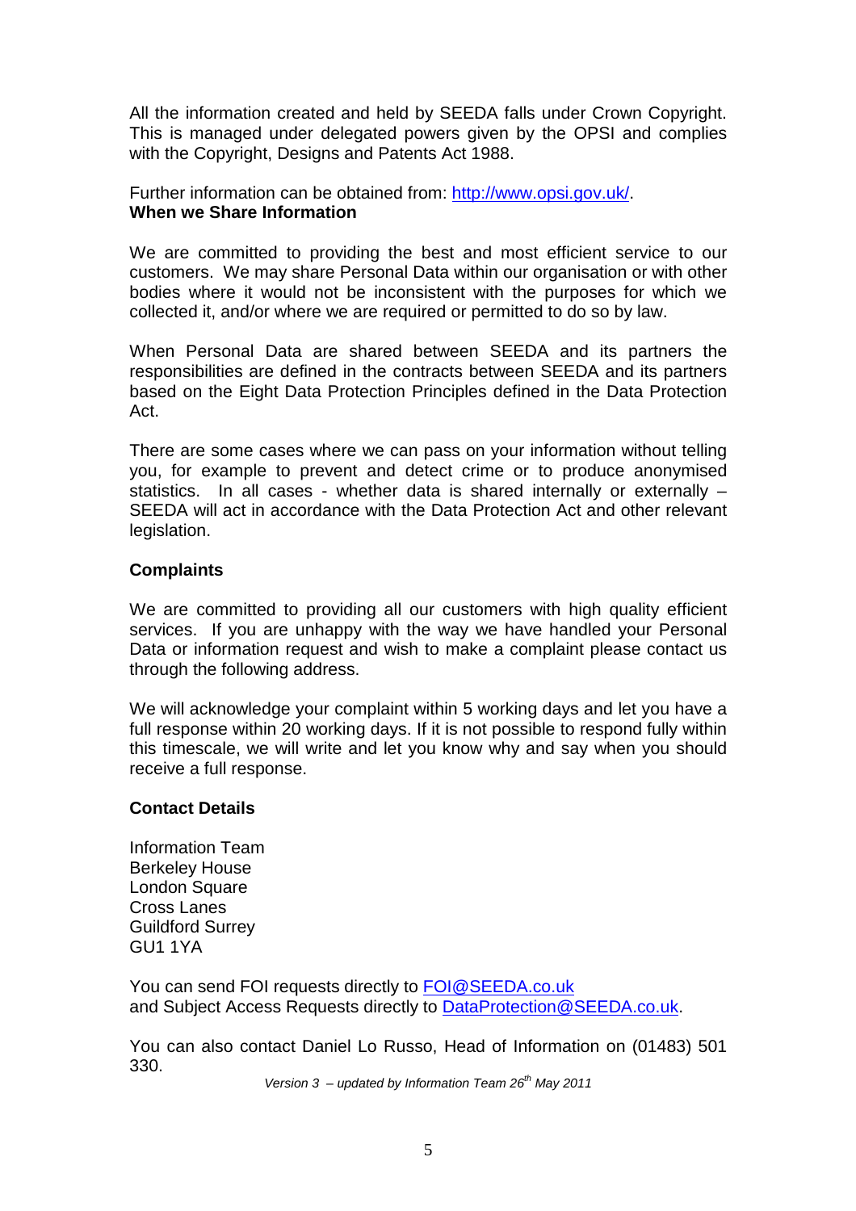All the information created and held by SEEDA falls under Crown Copyright. This is managed under delegated powers given by the OPSI and complies with the Copyright, Designs and Patents Act 1988.

Further information can be obtained from: http://www.opsi.gov.uk/.

**When we Share Information**

We are committed to providing the best and most efficient service to our customers. We may share Personal Data within our organisation or with other bodies where it would not be inconsistent with the purposes for which we collected it, and/or where we are required or permitted to do so by law.

When Personal Data are shared between SEEDA and its partners the responsibilities are defined in the contracts between SEEDA and its partners based on the Eight Data Protection Principles defined in the Data Protection Act.

There are some cases where we can pass on your information without telling you, for example to prevent and detect crime or to produce anonymised statistics. In all cases - whether data is shared internally or externally – SEEDA will act in accordance with the Data Protection Act and other relevant legislation.

**Complaints**

We are committed to providing all our customers with high quality efficient services. If you are unhappy with the way we have handled your Personal Data or information request and wish to make a complaint please contact us through the following address.

We will acknowledge your complaint within 5 working days and let you have a full response within 20 working days. If it is not possible to respond fully within this timescale, we will write and let you know why and say when you should receive a full response.

**Contact Details**

Information Team
Berkeley House
London Square
Cross Lanes
Guildford Surrey
GU1 1YA

You can send FOI requests directly to FOI@SEEDA.co.uk
and Subject Access Requests directly to DataProtection@SEEDA.co.uk.

You can also contact Daniel Lo Russo, Head of Information on (01483) 501 330.

*Version 3 – updated by Information Team 26th May 2011*